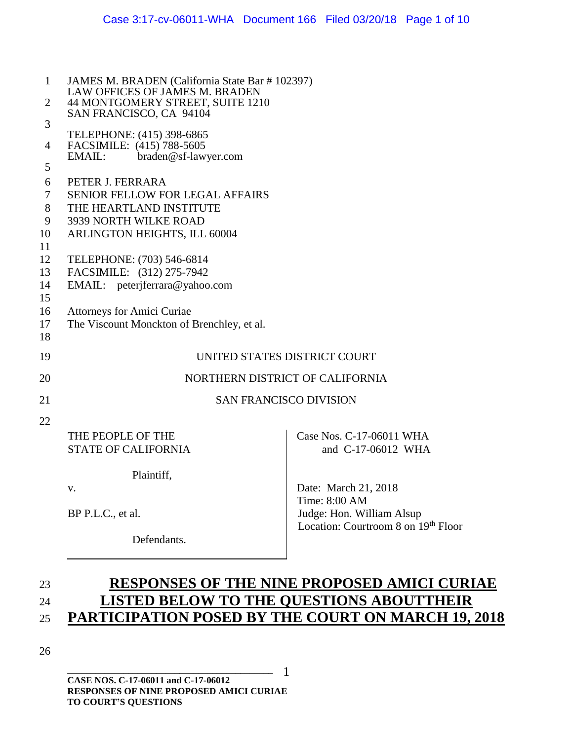JAMES M. BRADEN (California State Bar # 102397)
LAW OFFICES OF JAMES M. BRADEN
44 MONTGOMERY STREET, SUITE 1210
SAN FRANCISCO, CA 94104

TELEPHONE: (415) 398-6865
FACSIMILE: (415) 788-5605
EMAIL: braden@sf-lawyer.com

PETER J. FERRARA
SENIOR FELLOW FOR LEGAL AFFAIRS
THE HEARTLAND INSTITUTE
3939 NORTH WILKE ROAD
ARLINGTON HEIGHTS, ILL 60004

TELEPHONE: (703) 546-6814
FACSIMILE: (312) 275-7942
EMAIL: peterjferrara@yahoo.com

Attorneys for Amici Curiae
The Viscount Monckton of Brenchley, et al.

UNITED STATES DISTRICT COURT

NORTHERN DISTRICT OF CALIFORNIA

SAN FRANCISCO DIVISION

| | |
|---|---|
| THE PEOPLE OF THE STATE OF CALIFORNIA<br><br>Plaintiff,<br><br>v.<br><br>BP P.L.C., et al.<br><br>Defendants. | Case Nos. C-17-06011 WHA and C-17-06012 WHA<br><br>Date: March 21, 2018<br>Time: 8:00 AM<br>Judge: Hon. William Alsup<br>Location: Courtroom 8 on 19th Floor |

# RESPONSES OF THE NINE PROPOSED AMICI CURIAE LISTED BELOW TO THE QUESTIONS ABOUTTHEIR PARTICIPATION POSED BY THE COURT ON MARCH 19, 2018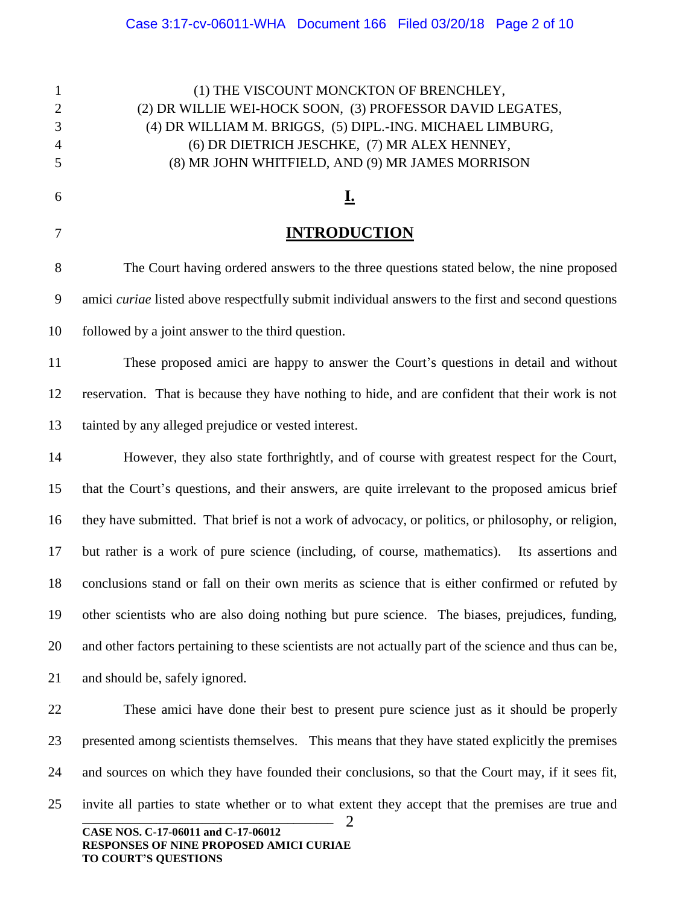(1) THE VISCOUNT MONCKTON OF BRENCHLEY,
(2) DR WILLIE WEI-HOCK SOON, (3) PROFESSOR DAVID LEGATES,
(4) DR WILLIAM M. BRIGGS, (5) DIPL.-ING. MICHAEL LIMBURG,
(6) DR DIETRICH JESCHKE, (7) MR ALEX HENNEY,
(8) MR JOHN WHITFIELD, AND (9) MR JAMES MORRISON

# I.

# INTRODUCTION

The Court having ordered answers to the three questions stated below, the nine proposed amici *curiae* listed above respectfully submit individual answers to the first and second questions followed by a joint answer to the third question.

These proposed amici are happy to answer the Court's questions in detail and without reservation. That is because they have nothing to hide, and are confident that their work is not tainted by any alleged prejudice or vested interest.

However, they also state forthrightly, and of course with greatest respect for the Court, that the Court's questions, and their answers, are quite irrelevant to the proposed amicus brief they have submitted. That brief is not a work of advocacy, or politics, or philosophy, or religion, but rather is a work of pure science (including, of course, mathematics). Its assertions and conclusions stand or fall on their own merits as science that is either confirmed or refuted by other scientists who are also doing nothing but pure science. The biases, prejudices, funding, and other factors pertaining to these scientists are not actually part of the science and thus can be, and should be, safely ignored.

These amici have done their best to present pure science just as it should be properly presented among scientists themselves. This means that they have stated explicitly the premises and sources on which they have founded their conclusions, so that the Court may, if it sees fit, invite all parties to state whether or to what extent they accept that the premises are true and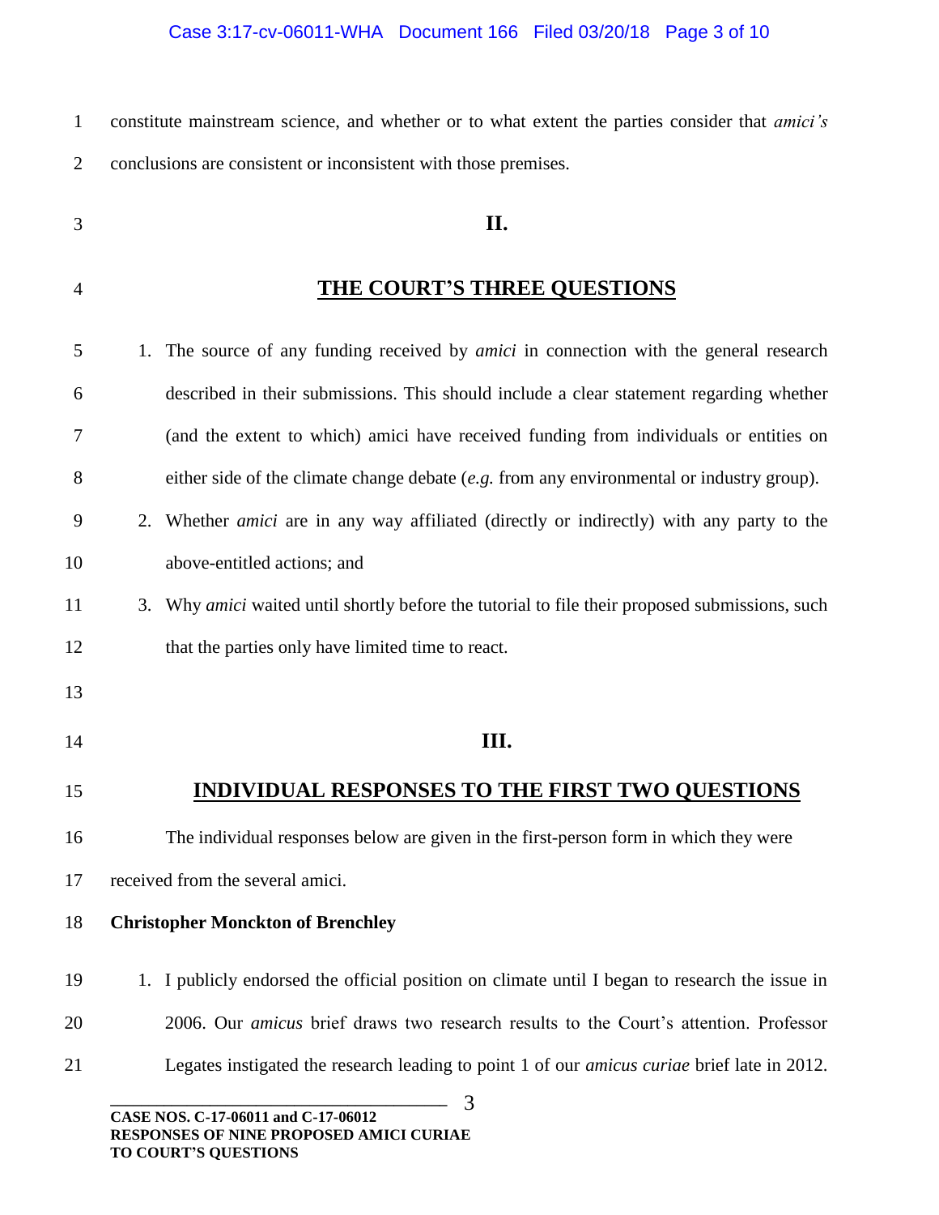constitute mainstream science, and whether or to what extent the parties consider that *amici's* conclusions are consistent or inconsistent with those premises.

## II.

## THE COURT'S THREE QUESTIONS

1. The source of any funding received by *amici* in connection with the general research described in their submissions. This should include a clear statement regarding whether (and the extent to which) amici have received funding from individuals or entities on either side of the climate change debate (*e.g.* from any environmental or industry group).
2. Whether *amici* are in any way affiliated (directly or indirectly) with any party to the above-entitled actions; and
3. Why *amici* waited until shortly before the tutorial to file their proposed submissions, such that the parties only have limited time to react.

## III.

## INDIVIDUAL RESPONSES TO THE FIRST TWO QUESTIONS

The individual responses below are given in the first-person form in which they were received from the several amici.

**Christopher Monckton of Brenchley**

1. I publicly endorsed the official position on climate until I began to research the issue in 2006. Our *amicus* brief draws two research results to the Court's attention. Professor Legates instigated the research leading to point 1 of our *amicus curiae* brief late in 2012.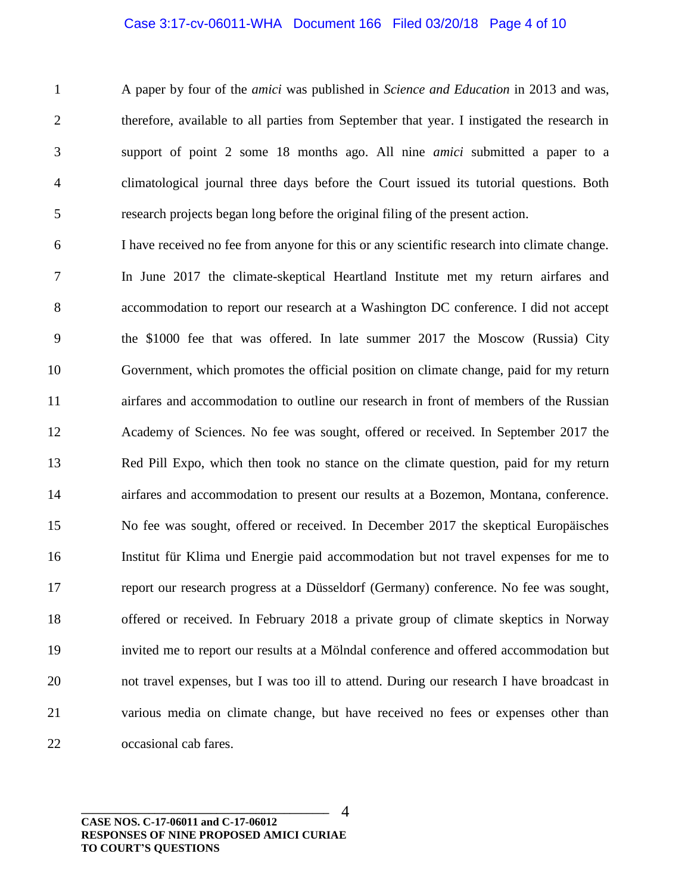A paper by four of the *amici* was published in *Science and Education* in 2013 and was, therefore, available to all parties from September that year. I instigated the research in support of point 2 some 18 months ago. All nine *amici* submitted a paper to a climatological journal three days before the Court issued its tutorial questions. Both research projects began long before the original filing of the present action.

I have received no fee from anyone for this or any scientific research into climate change. In June 2017 the climate-skeptical Heartland Institute met my return airfares and accommodation to report our research at a Washington DC conference. I did not accept the $1000 fee that was offered. In late summer 2017 the Moscow (Russia) City Government, which promotes the official position on climate change, paid for my return airfares and accommodation to outline our research in front of members of the Russian Academy of Sciences. No fee was sought, offered or received. In September 2017 the Red Pill Expo, which then took no stance on the climate question, paid for my return airfares and accommodation to present our results at a Bozemon, Montana, conference. No fee was sought, offered or received. In December 2017 the skeptical Europäisches Institut für Klima und Energie paid accommodation but not travel expenses for me to report our research progress at a Düsseldorf (Germany) conference. No fee was sought, offered or received. In February 2018 a private group of climate skeptics in Norway invited me to report our results at a Mölndal conference and offered accommodation but not travel expenses, but I was too ill to attend. During our research I have broadcast in various media on climate change, but have received no fees or expenses other than occasional cab fares.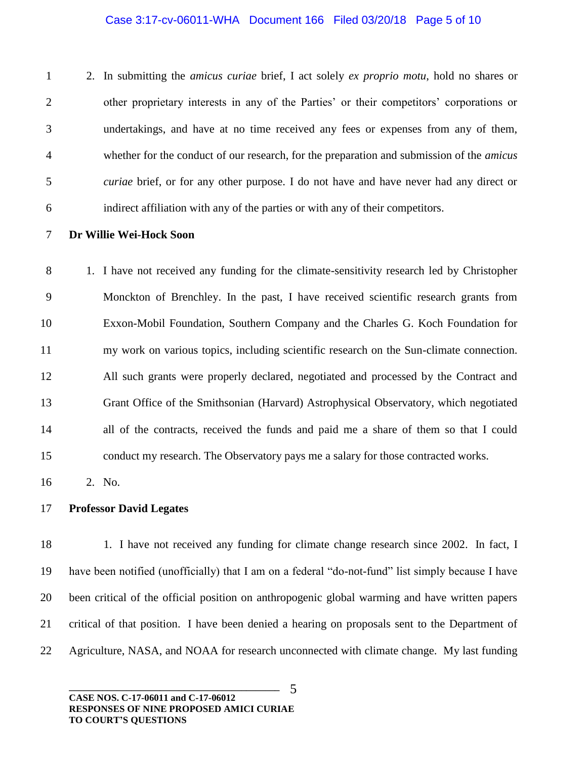2. In submitting the *amicus curiae* brief, I act solely *ex proprio motu*, hold no shares or other proprietary interests in any of the Parties' or their competitors' corporations or undertakings, and have at no time received any fees or expenses from any of them, whether for the conduct of our research, for the preparation and submission of the *amicus curiae* brief, or for any other purpose. I do not have and have never had any direct or indirect affiliation with any of the parties or with any of their competitors.

**Dr Willie Wei-Hock Soon**

1. I have not received any funding for the climate-sensitivity research led by Christopher Monckton of Brenchley. In the past, I have received scientific research grants from Exxon-Mobil Foundation, Southern Company and the Charles G. Koch Foundation for my work on various topics, including scientific research on the Sun-climate connection. All such grants were properly declared, negotiated and processed by the Contract and Grant Office of the Smithsonian (Harvard) Astrophysical Observatory, which negotiated all of the contracts, received the funds and paid me a share of them so that I could conduct my research. The Observatory pays me a salary for those contracted works.
2. No.

**Professor David Legates**

1. I have not received any funding for climate change research since 2002. In fact, I have been notified (unofficially) that I am on a federal "do-not-fund" list simply because I have been critical of the official position on anthropogenic global warming and have written papers critical of that position. I have been denied a hearing on proposals sent to the Department of Agriculture, NASA, and NOAA for research unconnected with climate change. My last funding

**CASE NOS. C-17-06011 and C-17-06012**
**RESPONSES OF NINE PROPOSED AMICI CURIAE TO COURT'S QUESTIONS**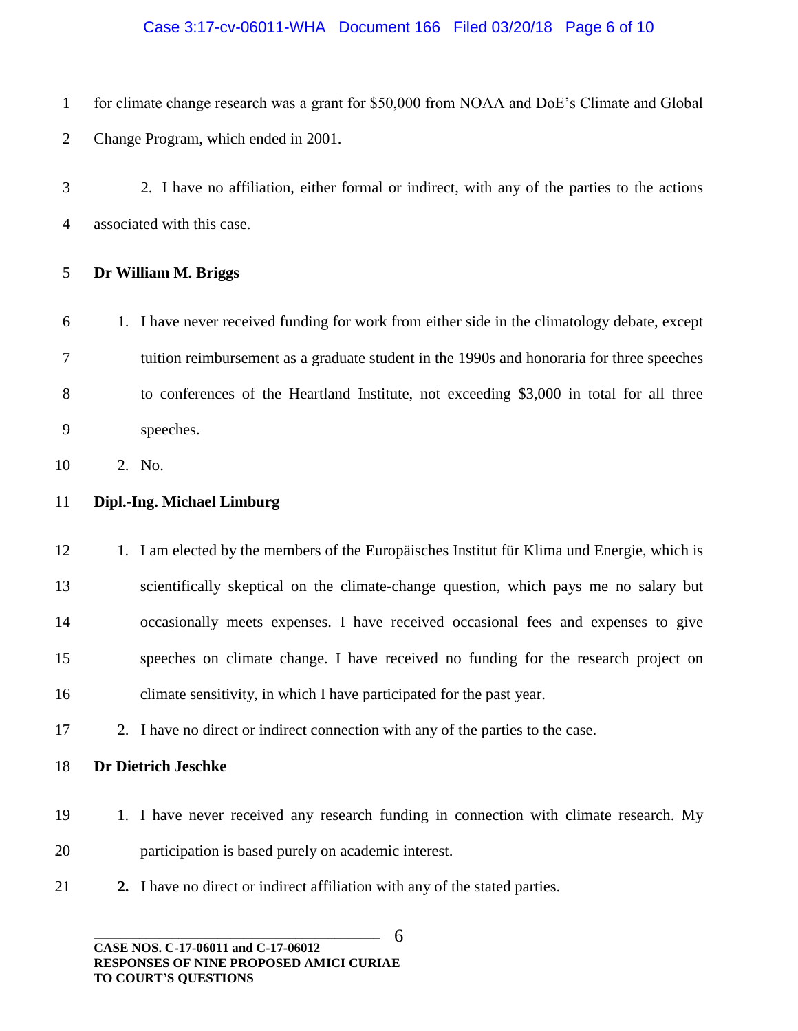for climate change research was a grant for $50,000 from NOAA and DoE's Climate and Global Change Program, which ended in 2001.

2. I have no affiliation, either formal or indirect, with any of the parties to the actions associated with this case.

**Dr William M. Briggs**

1. I have never received funding for work from either side in the climatology debate, except tuition reimbursement as a graduate student in the 1990s and honoraria for three speeches to conferences of the Heartland Institute, not exceeding $3,000 in total for all three speeches.
2. No.

**Dipl.-Ing. Michael Limburg**

1. I am elected by the members of the Europäisches Institut für Klima und Energie, which is scientifically skeptical on the climate-change question, which pays me no salary but occasionally meets expenses. I have received occasional fees and expenses to give speeches on climate change. I have received no funding for the research project on climate sensitivity, in which I have participated for the past year.
2. I have no direct or indirect connection with any of the parties to the case.

**Dr Dietrich Jeschke**

1. I have never received any research funding in connection with climate research. My participation is based purely on academic interest.
2. I have no direct or indirect affiliation with any of the stated parties.

**CASE NOS. C-17-06011 and C-17-06012**
**RESPONSES OF NINE PROPOSED AMICI CURIAE TO COURT'S QUESTIONS**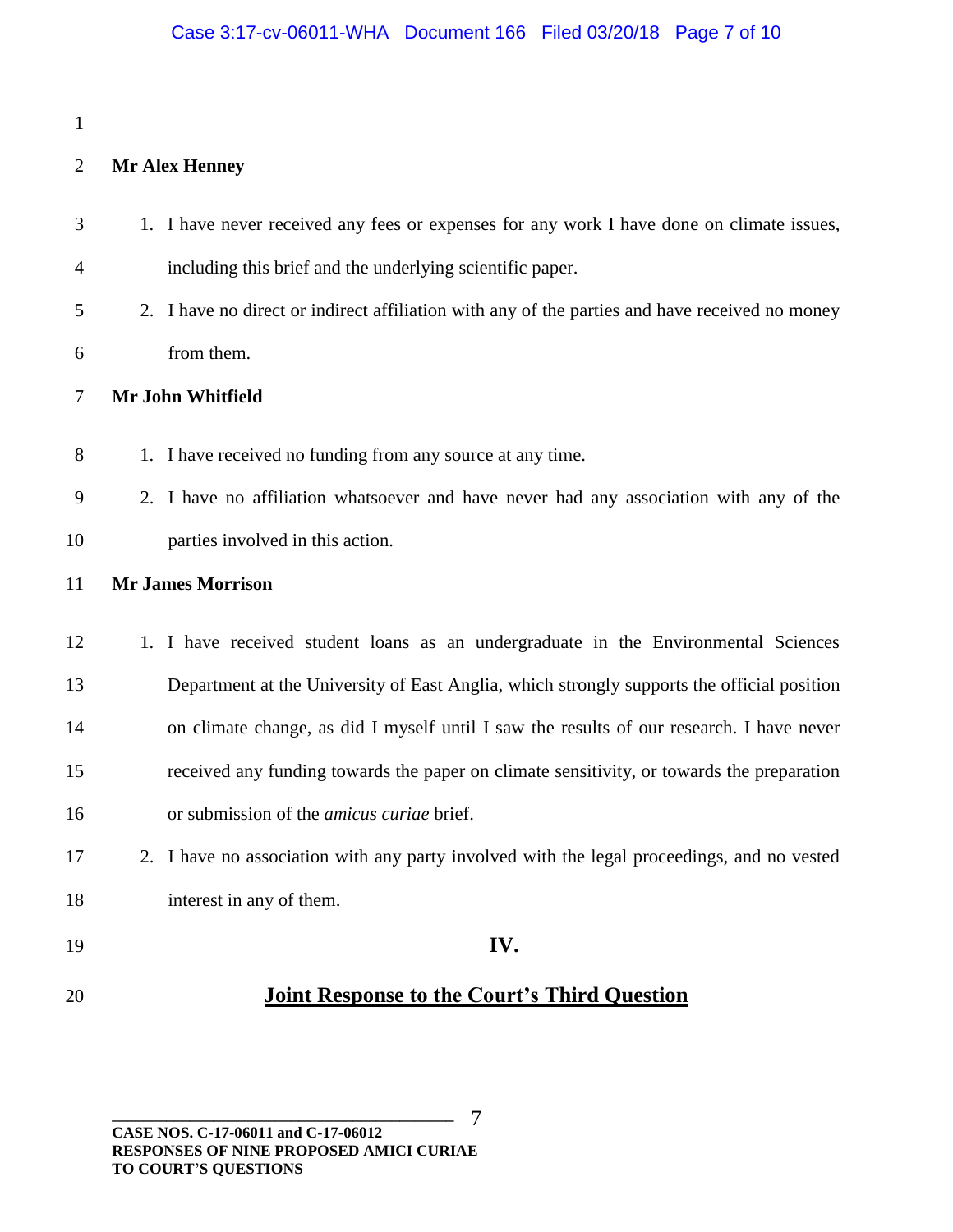**Mr Alex Henney**

1. I have never received any fees or expenses for any work I have done on climate issues, including this brief and the underlying scientific paper.
2. I have no direct or indirect affiliation with any of the parties and have received no money from them.

**Mr John Whitfield**

1. I have received no funding from any source at any time.
2. I have no affiliation whatsoever and have never had any association with any of the parties involved in this action.

**Mr James Morrison**

1. I have received student loans as an undergraduate in the Environmental Sciences Department at the University of East Anglia, which strongly supports the official position on climate change, as did I myself until I saw the results of our research. I have never received any funding towards the paper on climate sensitivity, or towards the preparation or submission of the *amicus curiae* brief.
2. I have no association with any party involved with the legal proceedings, and no vested interest in any of them.

## IV.

## Joint Response to the Court's Third Question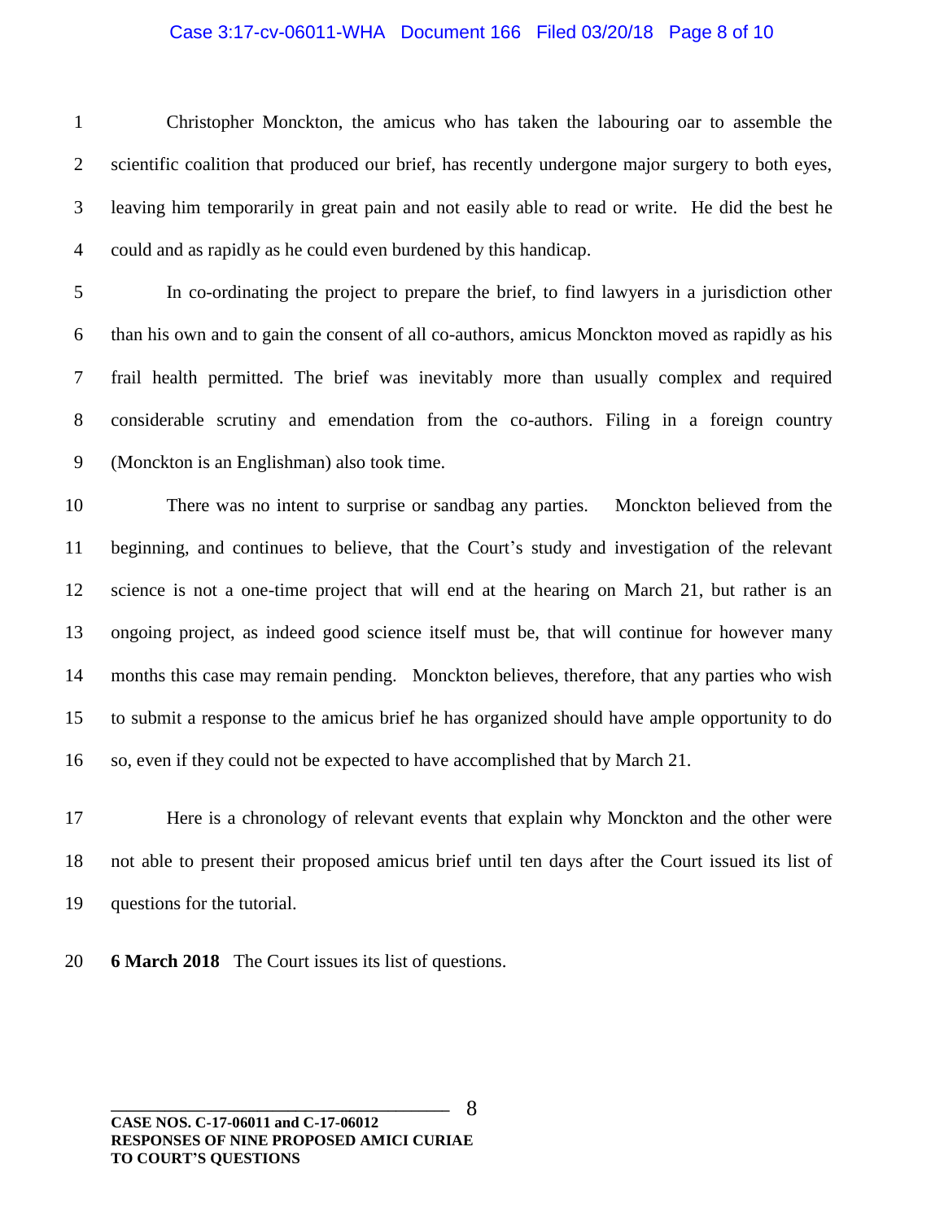Christopher Monckton, the amicus who has taken the labouring oar to assemble the scientific coalition that produced our brief, has recently undergone major surgery to both eyes, leaving him temporarily in great pain and not easily able to read or write. He did the best he could and as rapidly as he could even burdened by this handicap.

In co-ordinating the project to prepare the brief, to find lawyers in a jurisdiction other than his own and to gain the consent of all co-authors, amicus Monckton moved as rapidly as his frail health permitted. The brief was inevitably more than usually complex and required considerable scrutiny and emendation from the co-authors. Filing in a foreign country (Monckton is an Englishman) also took time.

There was no intent to surprise or sandbag any parties. Monckton believed from the beginning, and continues to believe, that the Court's study and investigation of the relevant science is not a one-time project that will end at the hearing on March 21, but rather is an ongoing project, as indeed good science itself must be, that will continue for however many months this case may remain pending. Monckton believes, therefore, that any parties who wish to submit a response to the amicus brief he has organized should have ample opportunity to do so, even if they could not be expected to have accomplished that by March 21.

Here is a chronology of relevant events that explain why Monckton and the other were not able to present their proposed amicus brief until ten days after the Court issued its list of questions for the tutorial.

**6 March 2018** The Court issues its list of questions.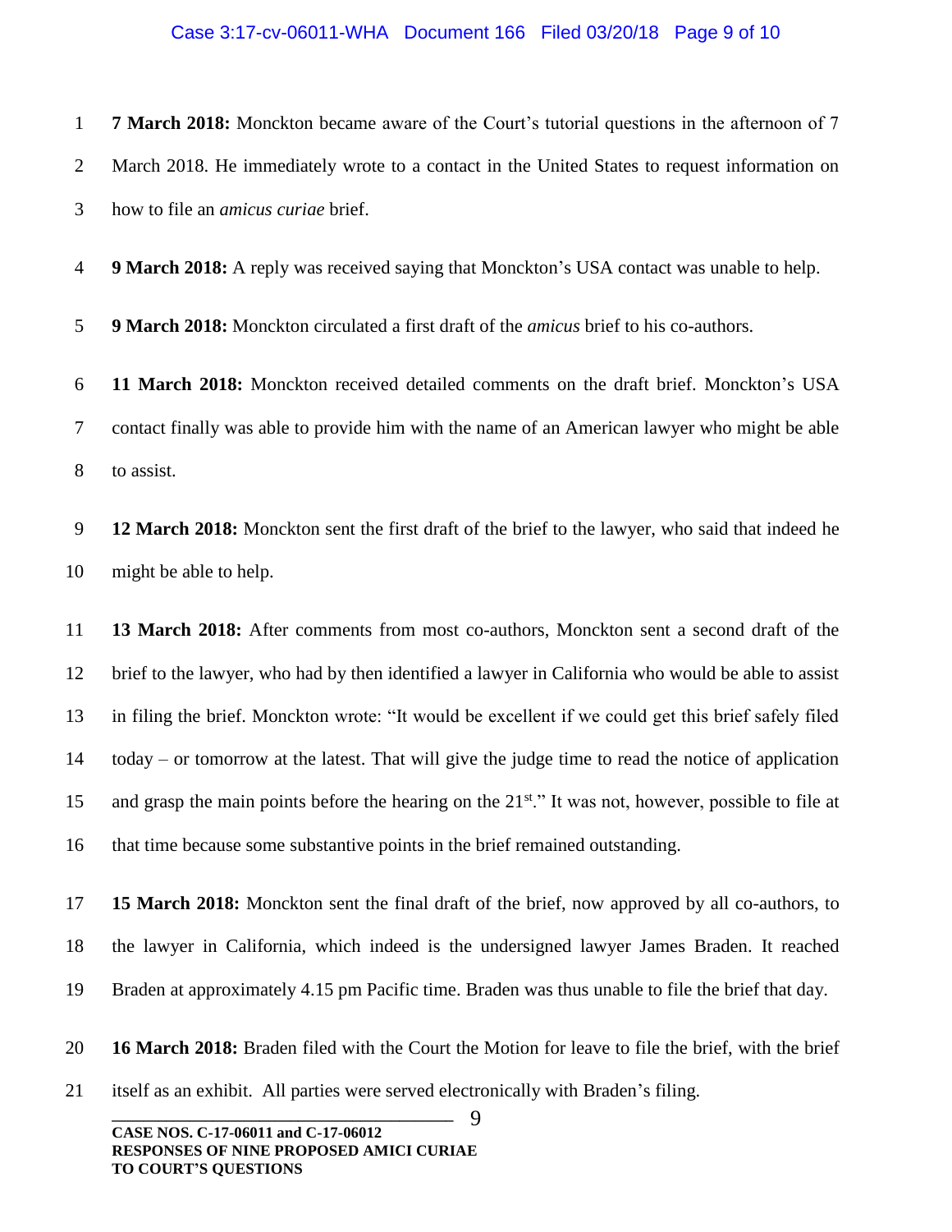**7 March 2018:** Monckton became aware of the Court's tutorial questions in the afternoon of 7 March 2018. He immediately wrote to a contact in the United States to request information on how to file an *amicus curiae* brief.

**9 March 2018:** A reply was received saying that Monckton's USA contact was unable to help.

**9 March 2018:** Monckton circulated a first draft of the *amicus* brief to his co-authors.

**11 March 2018:** Monckton received detailed comments on the draft brief. Monckton's USA contact finally was able to provide him with the name of an American lawyer who might be able to assist.

**12 March 2018:** Monckton sent the first draft of the brief to the lawyer, who said that indeed he might be able to help.

**13 March 2018:** After comments from most co-authors, Monckton sent a second draft of the brief to the lawyer, who had by then identified a lawyer in California who would be able to assist in filing the brief. Monckton wrote: "It would be excellent if we could get this brief safely filed today – or tomorrow at the latest. That will give the judge time to read the notice of application and grasp the main points before the hearing on the 21st." It was not, however, possible to file at that time because some substantive points in the brief remained outstanding.

**15 March 2018:** Monckton sent the final draft of the brief, now approved by all co-authors, to the lawyer in California, which indeed is the undersigned lawyer James Braden. It reached Braden at approximately 4.15 pm Pacific time. Braden was thus unable to file the brief that day.

**16 March 2018:** Braden filed with the Court the Motion for leave to file the brief, with the brief itself as an exhibit. All parties were served electronically with Braden's filing.

**CASE NOS. C-17-06011 and C-17-06012**
**RESPONSES OF NINE PROPOSED AMICI CURIAE TO COURT'S QUESTIONS**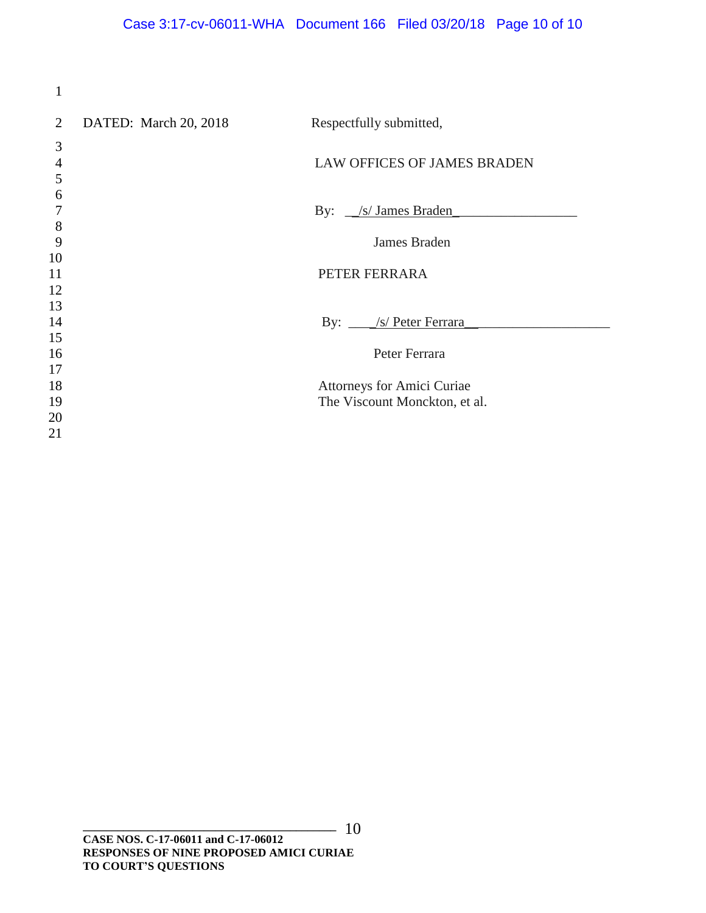DATED: March 20, 2018

Respectfully submitted,

LAW OFFICES OF JAMES BRADEN

By: /s/ James Braden

James Braden

PETER FERRARA

By: /s/ Peter Ferrara

Peter Ferrara

Attorneys for Amici Curiae
The Viscount Monckton, et al.

**CASE NOS. C-17-06011 and C-17-06012**
**RESPONSES OF NINE PROPOSED AMICI CURIAE TO COURT'S QUESTIONS**